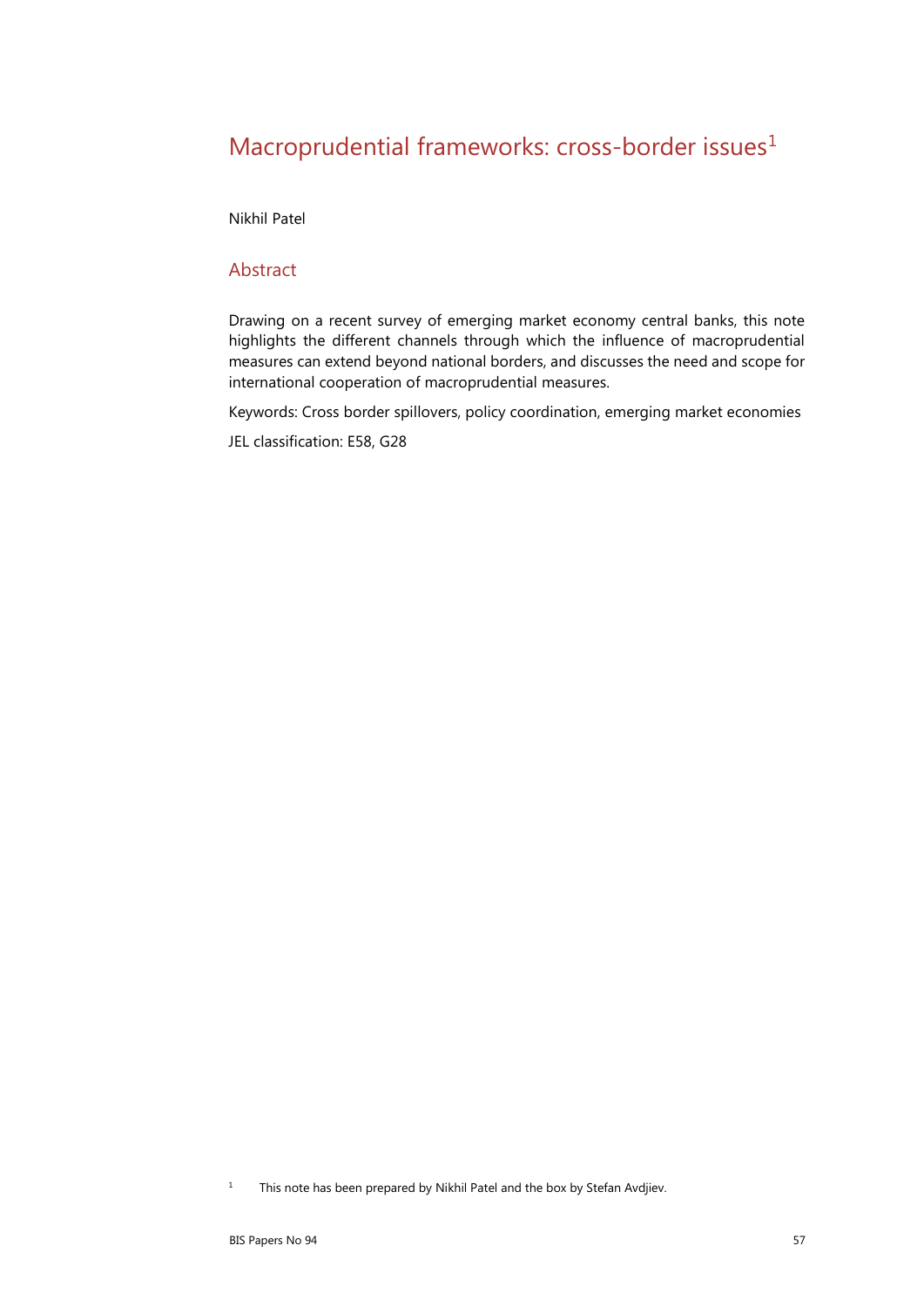# Macroprudential frameworks: cross-border issues[1]

Nikhil Patel

## Abstract

Drawing on a recent survey of emerging market economy central banks, this note highlights the different channels through which the influence of macroprudential measures can extend beyond national borders, and discusses the need and scope for international cooperation of macroprudential measures.

Keywords: Cross border spillovers, policy coordination, emerging market economies

JEL classification: E58, G28

[1] This note has been prepared by Nikhil Patel and the box by Stefan Avdjiev.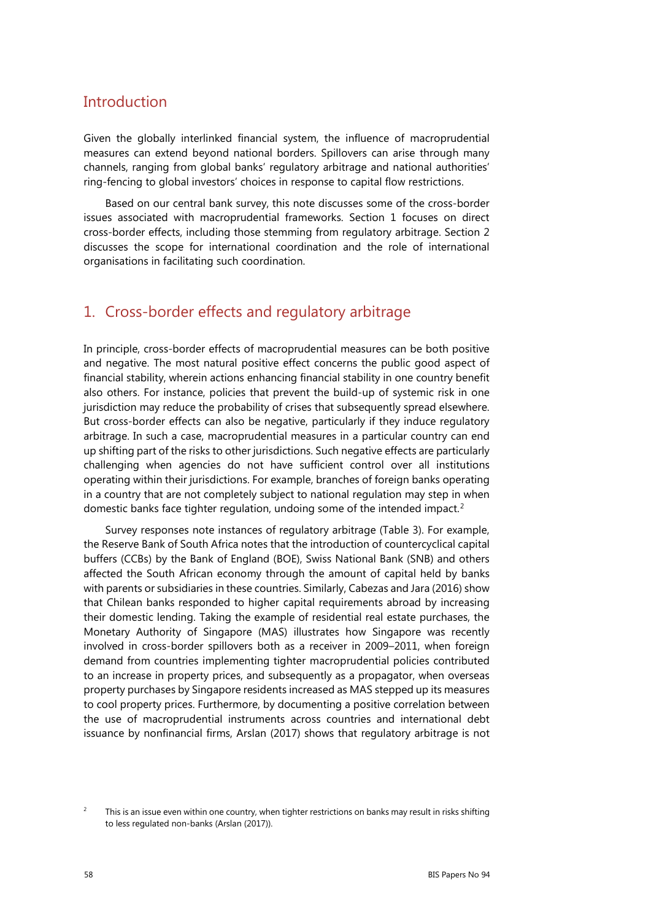## Introduction

Given the globally interlinked financial system, the influence of macroprudential measures can extend beyond national borders. Spillovers can arise through many channels, ranging from global banks' regulatory arbitrage and national authorities' ring-fencing to global investors' choices in response to capital flow restrictions.

Based on our central bank survey, this note discusses some of the cross-border issues associated with macroprudential frameworks. Section 1 focuses on direct cross-border effects, including those stemming from regulatory arbitrage. Section 2 discusses the scope for international coordination and the role of international organisations in facilitating such coordination.

## 1. Cross-border effects and regulatory arbitrage

In principle, cross-border effects of macroprudential measures can be both positive and negative. The most natural positive effect concerns the public good aspect of financial stability, wherein actions enhancing financial stability in one country benefit also others. For instance, policies that prevent the build-up of systemic risk in one jurisdiction may reduce the probability of crises that subsequently spread elsewhere. But cross-border effects can also be negative, particularly if they induce regulatory arbitrage. In such a case, macroprudential measures in a particular country can end up shifting part of the risks to other jurisdictions. Such negative effects are particularly challenging when agencies do not have sufficient control over all institutions operating within their jurisdictions. For example, branches of foreign banks operating in a country that are not completely subject to national regulation may step in when domestic banks face tighter regulation, undoing some of the intended impact.[2]

Survey responses note instances of regulatory arbitrage (Table 3). For example, the Reserve Bank of South Africa notes that the introduction of countercyclical capital buffers (CCBs) by the Bank of England (BOE), Swiss National Bank (SNB) and others affected the South African economy through the amount of capital held by banks with parents or subsidiaries in these countries. Similarly, Cabezas and Jara (2016) show that Chilean banks responded to higher capital requirements abroad by increasing their domestic lending. Taking the example of residential real estate purchases, the Monetary Authority of Singapore (MAS) illustrates how Singapore was recently involved in cross-border spillovers both as a receiver in 2009–2011, when foreign demand from countries implementing tighter macroprudential policies contributed to an increase in property prices, and subsequently as a propagator, when overseas property purchases by Singapore residents increased as MAS stepped up its measures to cool property prices. Furthermore, by documenting a positive correlation between the use of macroprudential instruments across countries and international debt issuance by nonfinancial firms, Arslan (2017) shows that regulatory arbitrage is not

[2] This is an issue even within one country, when tighter restrictions on banks may result in risks shifting to less regulated non-banks (Arslan (2017)).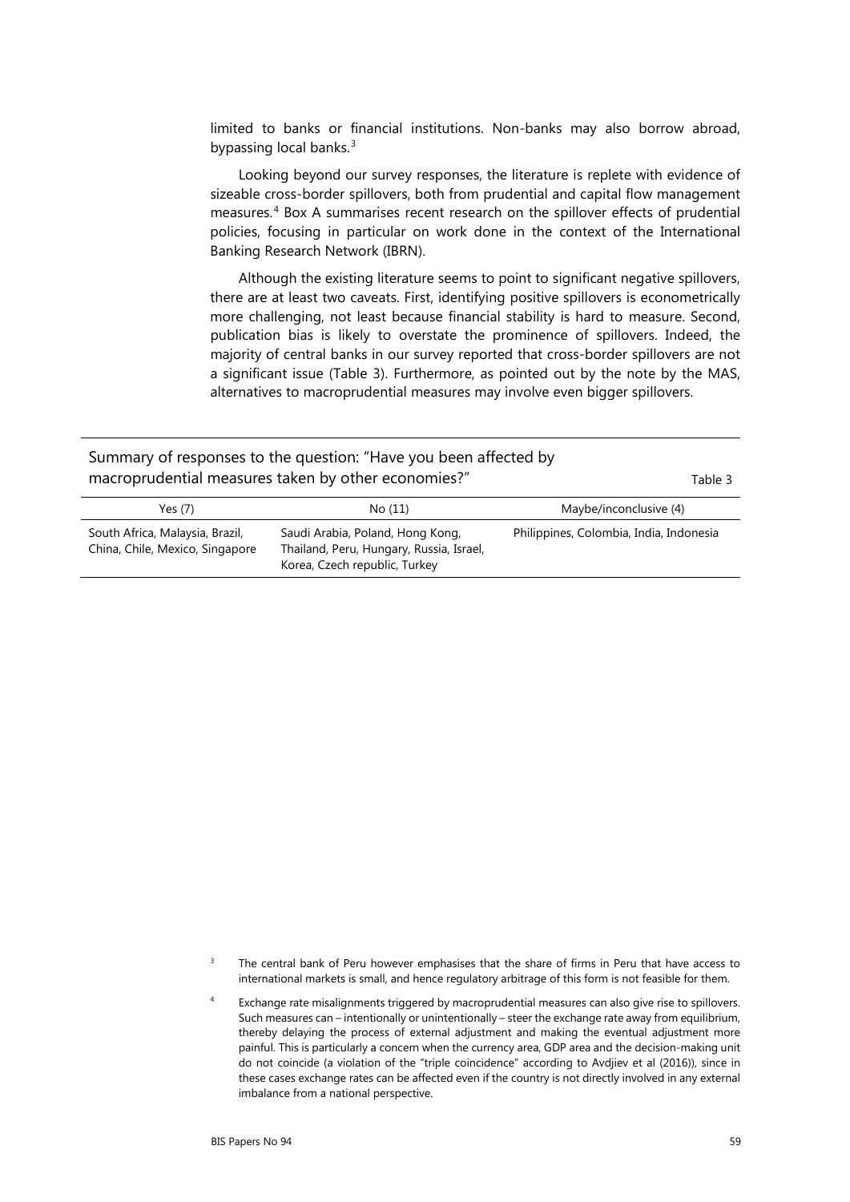limited to banks or financial institutions. Non-banks may also borrow abroad, bypassing local banks.[3]

Looking beyond our survey responses, the literature is replete with evidence of sizeable cross-border spillovers, both from prudential and capital flow management measures.[4] Box A summarises recent research on the spillover effects of prudential policies, focusing in particular on work done in the context of the International Banking Research Network (IBRN).

Although the existing literature seems to point to significant negative spillovers, there are at least two caveats. First, identifying positive spillovers is econometrically more challenging, not least because financial stability is hard to measure. Second, publication bias is likely to overstate the prominence of spillovers. Indeed, the majority of central banks in our survey reported that cross-border spillovers are not a significant issue (Table 3). Furthermore, as pointed out by the note by the MAS, alternatives to macroprudential measures may involve even bigger spillovers.

Summary of responses to the question: "Have you been affected by macroprudential measures taken by other economies?" Table 3

| Yes (7) | No (11) | Maybe/inconclusive (4) |
|---|---|---|
| South Africa, Malaysia, Brazil, China, Chile, Mexico, Singapore | Saudi Arabia, Poland, Hong Kong, Thailand, Peru, Hungary, Russia, Israel, Korea, Czech republic, Turkey | Philippines, Colombia, India, Indonesia |

[3] The central bank of Peru however emphasises that the share of firms in Peru that have access to international markets is small, and hence regulatory arbitrage of this form is not feasible for them.

[4] Exchange rate misalignments triggered by macroprudential measures can also give rise to spillovers. Such measures can – intentionally or unintentionally – steer the exchange rate away from equilibrium, thereby delaying the process of external adjustment and making the eventual adjustment more painful. This is particularly a concern when the currency area, GDP area and the decision-making unit do not coincide (a violation of the "triple coincidence" according to Avdjiev et al (2016)), since in these cases exchange rates can be affected even if the country is not directly involved in any external imbalance from a national perspective.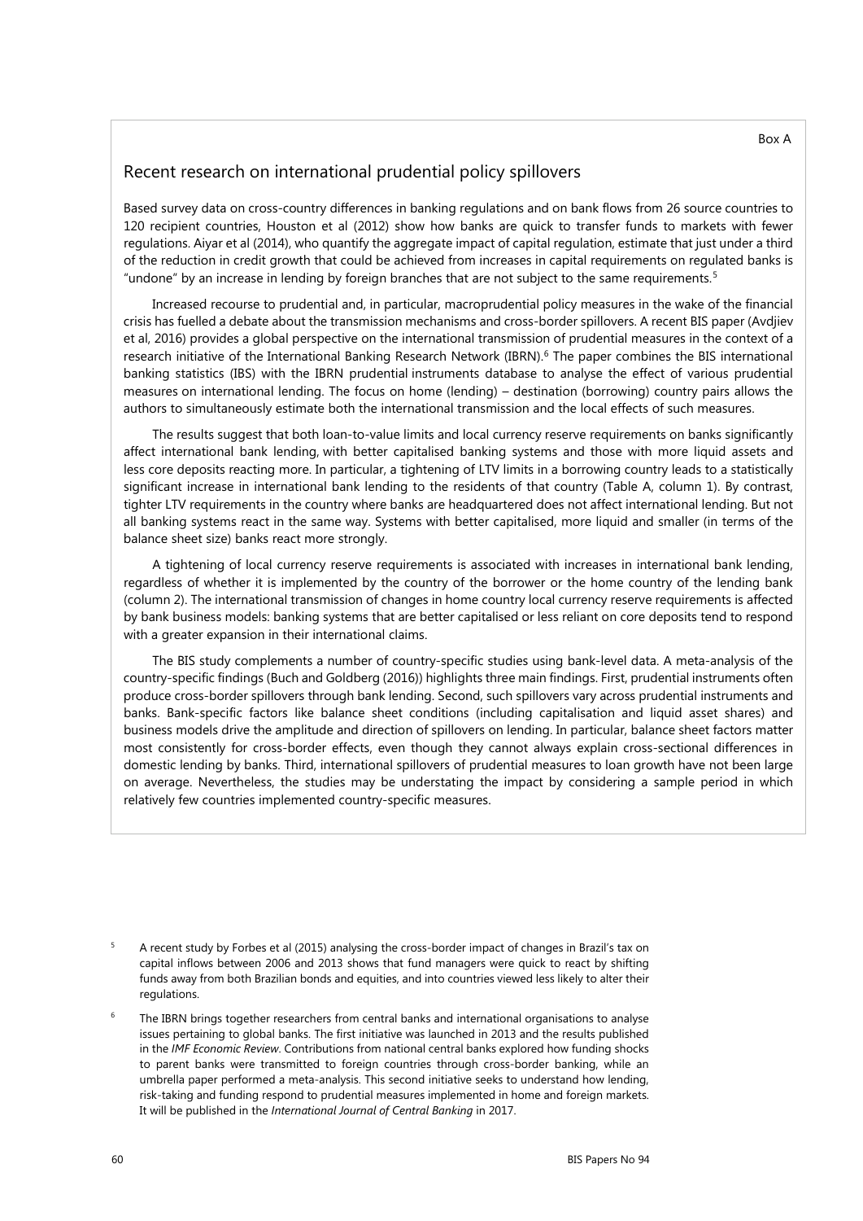Box A

## Recent research on international prudential policy spillovers

Based survey data on cross-country differences in banking regulations and on bank flows from 26 source countries to 120 recipient countries, Houston et al (2012) show how banks are quick to transfer funds to markets with fewer regulations. Aiyar et al (2014), who quantify the aggregate impact of capital regulation, estimate that just under a third of the reduction in credit growth that could be achieved from increases in capital requirements on regulated banks is "undone" by an increase in lending by foreign branches that are not subject to the same requirements.[5]

Increased recourse to prudential and, in particular, macroprudential policy measures in the wake of the financial crisis has fuelled a debate about the transmission mechanisms and cross-border spillovers. A recent BIS paper (Avdjiev et al, 2016) provides a global perspective on the international transmission of prudential measures in the context of a research initiative of the International Banking Research Network (IBRN).[6] The paper combines the BIS international banking statistics (IBS) with the IBRN prudential instruments database to analyse the effect of various prudential measures on international lending. The focus on home (lending) – destination (borrowing) country pairs allows the authors to simultaneously estimate both the international transmission and the local effects of such measures.

The results suggest that both loan-to-value limits and local currency reserve requirements on banks significantly affect international bank lending, with better capitalised banking systems and those with more liquid assets and less core deposits reacting more. In particular, a tightening of LTV limits in a borrowing country leads to a statistically significant increase in international bank lending to the residents of that country (Table A, column 1). By contrast, tighter LTV requirements in the country where banks are headquartered does not affect international lending. But not all banking systems react in the same way. Systems with better capitalised, more liquid and smaller (in terms of the balance sheet size) banks react more strongly.

A tightening of local currency reserve requirements is associated with increases in international bank lending, regardless of whether it is implemented by the country of the borrower or the home country of the lending bank (column 2). The international transmission of changes in home country local currency reserve requirements is affected by bank business models: banking systems that are better capitalised or less reliant on core deposits tend to respond with a greater expansion in their international claims.

The BIS study complements a number of country-specific studies using bank-level data. A meta-analysis of the country-specific findings (Buch and Goldberg (2016)) highlights three main findings. First, prudential instruments often produce cross-border spillovers through bank lending. Second, such spillovers vary across prudential instruments and banks. Bank-specific factors like balance sheet conditions (including capitalisation and liquid asset shares) and business models drive the amplitude and direction of spillovers on lending. In particular, balance sheet factors matter most consistently for cross-border effects, even though they cannot always explain cross-sectional differences in domestic lending by banks. Third, international spillovers of prudential measures to loan growth have not been large on average. Nevertheless, the studies may be understating the impact by considering a sample period in which relatively few countries implemented country-specific measures.

[5] A recent study by Forbes et al (2015) analysing the cross-border impact of changes in Brazil's tax on capital inflows between 2006 and 2013 shows that fund managers were quick to react by shifting funds away from both Brazilian bonds and equities, and into countries viewed less likely to alter their regulations.

[6] The IBRN brings together researchers from central banks and international organisations to analyse issues pertaining to global banks. The first initiative was launched in 2013 and the results published in the *IMF Economic Review*. Contributions from national central banks explored how funding shocks to parent banks were transmitted to foreign countries through cross-border banking, while an umbrella paper performed a meta-analysis. This second initiative seeks to understand how lending, risk-taking and funding respond to prudential measures implemented in home and foreign markets. It will be published in the *International Journal of Central Banking* in 2017.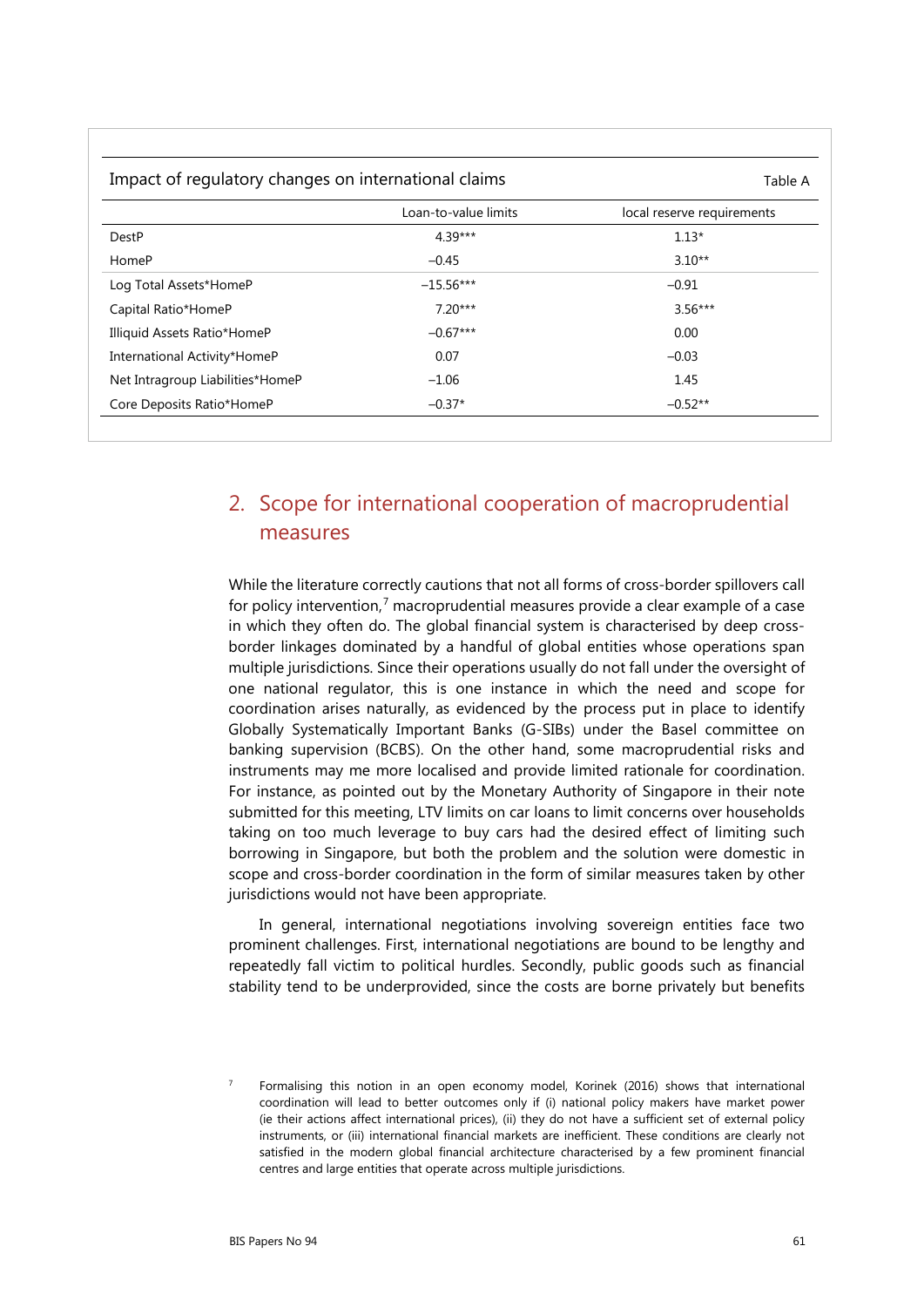Impact of regulatory changes on international claims — Table A

| | Loan-to-value limits | local reserve requirements |
|---|---|---|
| DestP | 4.39*** | 1.13* |
| HomeP | −0.45 | 3.10** |
| Log Total Assets*HomeP | −15.56*** | −0.91 |
| Capital Ratio*HomeP | 7.20*** | 3.56*** |
| Illiquid Assets Ratio*HomeP | −0.67*** | 0.00 |
| International Activity*HomeP | 0.07 | −0.03 |
| Net Intragroup Liabilities*HomeP | −1.06 | 1.45 |
| Core Deposits Ratio*HomeP | −0.37* | −0.52** |

## 2. Scope for international cooperation of macroprudential measures

While the literature correctly cautions that not all forms of cross-border spillovers call for policy intervention,[7] macroprudential measures provide a clear example of a case in which they often do. The global financial system is characterised by deep cross-border linkages dominated by a handful of global entities whose operations span multiple jurisdictions. Since their operations usually do not fall under the oversight of one national regulator, this is one instance in which the need and scope for coordination arises naturally, as evidenced by the process put in place to identify Globally Systematically Important Banks (G-SIBs) under the Basel committee on banking supervision (BCBS). On the other hand, some macroprudential risks and instruments may me more localised and provide limited rationale for coordination. For instance, as pointed out by the Monetary Authority of Singapore in their note submitted for this meeting, LTV limits on car loans to limit concerns over households taking on too much leverage to buy cars had the desired effect of limiting such borrowing in Singapore, but both the problem and the solution were domestic in scope and cross-border coordination in the form of similar measures taken by other jurisdictions would not have been appropriate.

In general, international negotiations involving sovereign entities face two prominent challenges. First, international negotiations are bound to be lengthy and repeatedly fall victim to political hurdles. Secondly, public goods such as financial stability tend to be underprovided, since the costs are borne privately but benefits

[7] Formalising this notion in an open economy model, Korinek (2016) shows that international coordination will lead to better outcomes only if (i) national policy makers have market power (ie their actions affect international prices), (ii) they do not have a sufficient set of external policy instruments, or (iii) international financial markets are inefficient. These conditions are clearly not satisfied in the modern global financial architecture characterised by a few prominent financial centres and large entities that operate across multiple jurisdictions.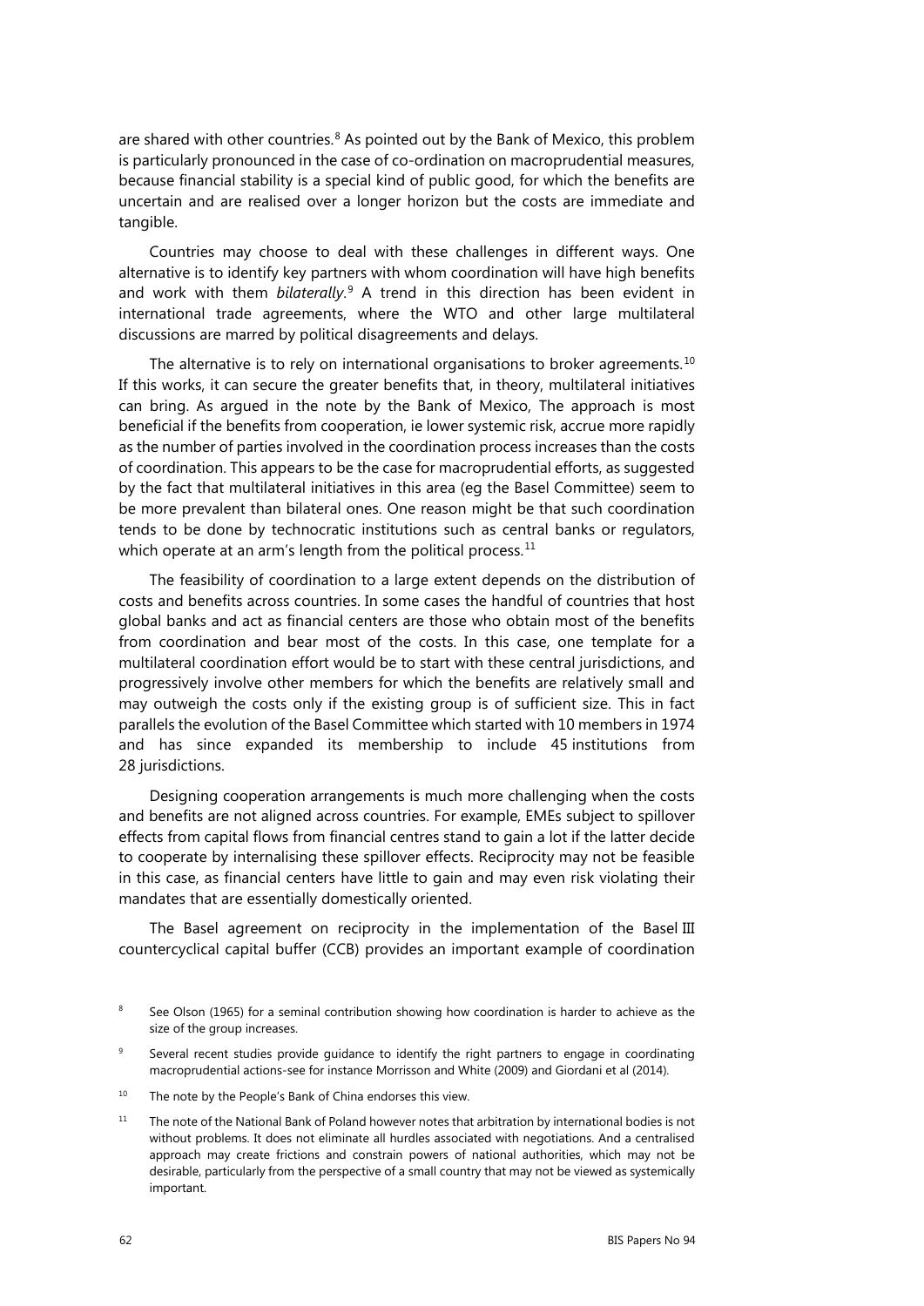are shared with other countries.[8] As pointed out by the Bank of Mexico, this problem is particularly pronounced in the case of co-ordination on macroprudential measures, because financial stability is a special kind of public good, for which the benefits are uncertain and are realised over a longer horizon but the costs are immediate and tangible.

Countries may choose to deal with these challenges in different ways. One alternative is to identify key partners with whom coordination will have high benefits and work with them *bilaterally*.[9] A trend in this direction has been evident in international trade agreements, where the WTO and other large multilateral discussions are marred by political disagreements and delays.

The alternative is to rely on international organisations to broker agreements.[10] If this works, it can secure the greater benefits that, in theory, multilateral initiatives can bring. As argued in the note by the Bank of Mexico, The approach is most beneficial if the benefits from cooperation, ie lower systemic risk, accrue more rapidly as the number of parties involved in the coordination process increases than the costs of coordination. This appears to be the case for macroprudential efforts, as suggested by the fact that multilateral initiatives in this area (eg the Basel Committee) seem to be more prevalent than bilateral ones. One reason might be that such coordination tends to be done by technocratic institutions such as central banks or regulators, which operate at an arm's length from the political process.[11]

The feasibility of coordination to a large extent depends on the distribution of costs and benefits across countries. In some cases the handful of countries that host global banks and act as financial centers are those who obtain most of the benefits from coordination and bear most of the costs. In this case, one template for a multilateral coordination effort would be to start with these central jurisdictions, and progressively involve other members for which the benefits are relatively small and may outweigh the costs only if the existing group is of sufficient size. This in fact parallels the evolution of the Basel Committee which started with 10 members in 1974 and has since expanded its membership to include 45 institutions from 28 jurisdictions.

Designing cooperation arrangements is much more challenging when the costs and benefits are not aligned across countries. For example, EMEs subject to spillover effects from capital flows from financial centres stand to gain a lot if the latter decide to cooperate by internalising these spillover effects. Reciprocity may not be feasible in this case, as financial centers have little to gain and may even risk violating their mandates that are essentially domestically oriented.

The Basel agreement on reciprocity in the implementation of the Basel III countercyclical capital buffer (CCB) provides an important example of coordination

---

[8] See Olson (1965) for a seminal contribution showing how coordination is harder to achieve as the size of the group increases.

[9] Several recent studies provide guidance to identify the right partners to engage in coordinating macroprudential actions-see for instance Morrisson and White (2009) and Giordani et al (2014).

[10] The note by the People's Bank of China endorses this view.

[11] The note of the National Bank of Poland however notes that arbitration by international bodies is not without problems. It does not eliminate all hurdles associated with negotiations. And a centralised approach may create frictions and constrain powers of national authorities, which may not be desirable, particularly from the perspective of a small country that may not be viewed as systemically important.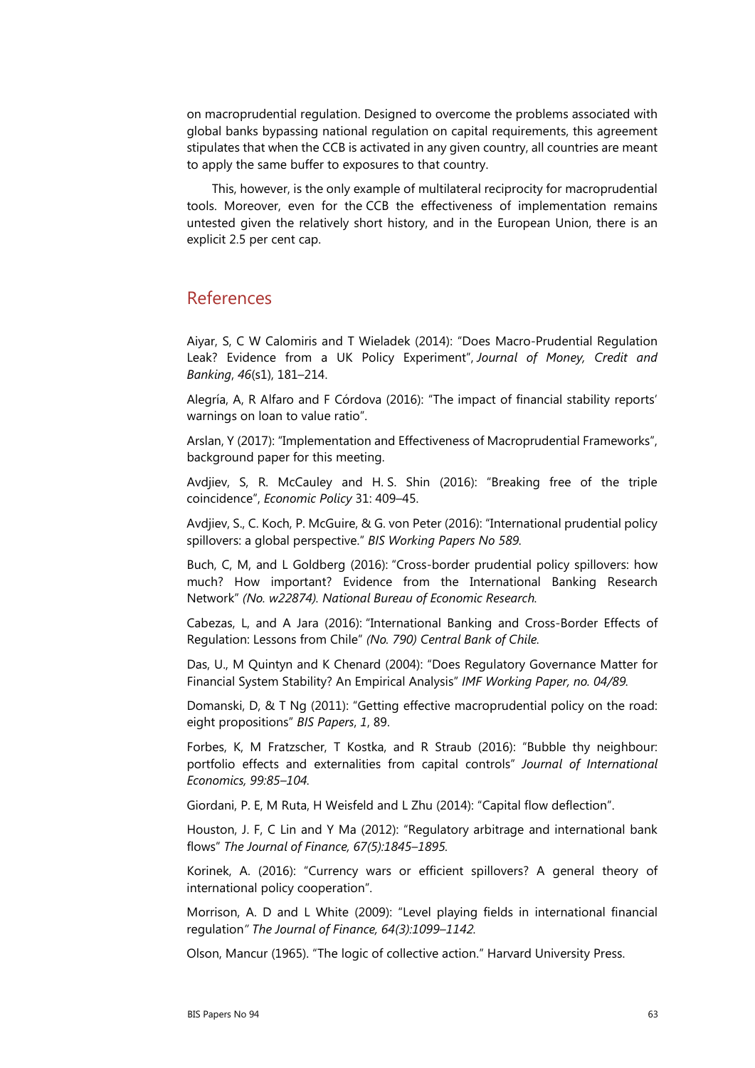on macroprudential regulation. Designed to overcome the problems associated with global banks bypassing national regulation on capital requirements, this agreement stipulates that when the CCB is activated in any given country, all countries are meant to apply the same buffer to exposures to that country.

This, however, is the only example of multilateral reciprocity for macroprudential tools. Moreover, even for the CCB the effectiveness of implementation remains untested given the relatively short history, and in the European Union, there is an explicit 2.5 per cent cap.

## References

Aiyar, S, C W Calomiris and T Wieladek (2014): "Does Macro-Prudential Regulation Leak? Evidence from a UK Policy Experiment", *Journal of Money, Credit and Banking*, *46*(s1), 181–214.

Alegría, A, R Alfaro and F Córdova (2016): "The impact of financial stability reports' warnings on loan to value ratio".

Arslan, Y (2017): "Implementation and Effectiveness of Macroprudential Frameworks", background paper for this meeting.

Avdjiev, S, R. McCauley and H. S. Shin (2016): "Breaking free of the triple coincidence", *Economic Policy* 31: 409–45.

Avdjiev, S., C. Koch, P. McGuire, & G. von Peter (2016): "International prudential policy spillovers: a global perspective." *BIS Working Papers No 589.*

Buch, C, M, and L Goldberg (2016): "Cross-border prudential policy spillovers: how much? How important? Evidence from the International Banking Research Network" *(No. w22874). National Bureau of Economic Research.*

Cabezas, L, and A Jara (2016): "International Banking and Cross-Border Effects of Regulation: Lessons from Chile" *(No. 790) Central Bank of Chile.*

Das, U., M Quintyn and K Chenard (2004): "Does Regulatory Governance Matter for Financial System Stability? An Empirical Analysis" *IMF Working Paper, no. 04/89.*

Domanski, D, & T Ng (2011): "Getting effective macroprudential policy on the road: eight propositions" *BIS Papers*, *1*, 89.

Forbes, K, M Fratzscher, T Kostka, and R Straub (2016): "Bubble thy neighbour: portfolio effects and externalities from capital controls" *Journal of International Economics, 99:85–104.*

Giordani, P. E, M Ruta, H Weisfeld and L Zhu (2014): "Capital flow deflection".

Houston, J. F, C Lin and Y Ma (2012): "Regulatory arbitrage and international bank flows" *The Journal of Finance, 67(5):1845–1895.*

Korinek, A. (2016): "Currency wars or efficient spillovers? A general theory of international policy cooperation".

Morrison, A. D and L White (2009): "Level playing fields in international financial regulation" *The Journal of Finance, 64(3):1099–1142.*

Olson, Mancur (1965). "The logic of collective action." Harvard University Press.